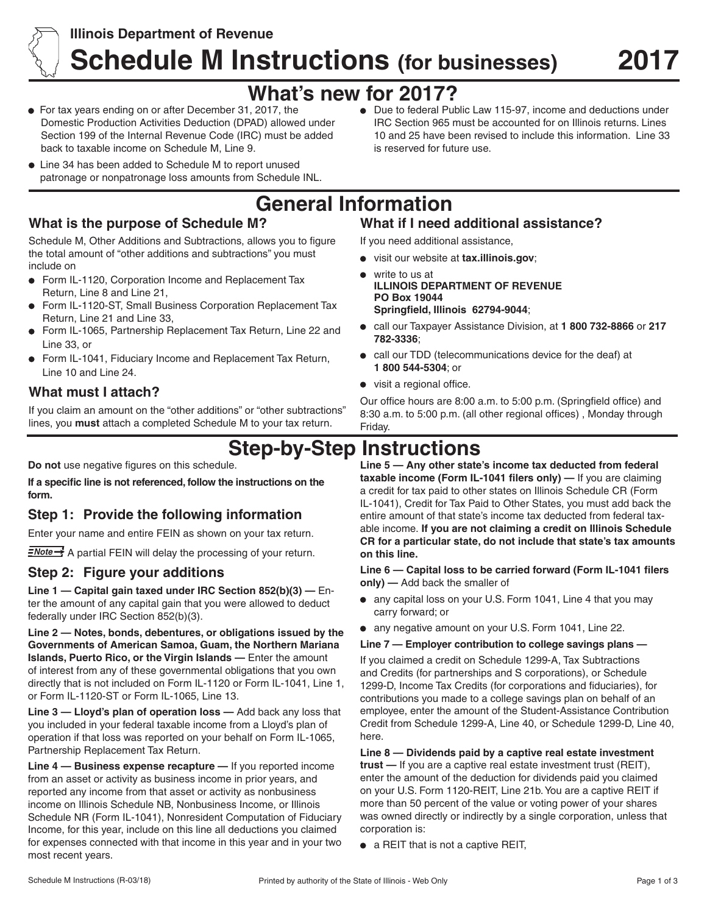Illinois Department of Revenue

# Schedule M Instructions (for businesses) 2017

## What's new for 2017?

- For tax years ending on or after December 31, 2017, the Domestic Production Activities Deduction (DPAD) allowed under Section 199 of the Internal Revenue Code (IRC) must be added back to taxable income on Schedule M, Line 9.
- Line 34 has been added to Schedule M to report unused patronage or nonpatronage loss amounts from Schedule INL.
- Due to federal Public Law 115-97, income and deductions under IRC Section 965 must be accounted for on Illinois returns. Lines 10 and 25 have been revised to include this information. Line 33 is reserved for future use.

## General Information

### What is the purpose of Schedule M?

Schedule M, Other Additions and Subtractions, allows you to figure the total amount of "other additions and subtractions" you must include on

- Form IL-1120, Corporation Income and Replacement Tax Return, Line 8 and Line 21,
- Form IL-1120-ST, Small Business Corporation Replacement Tax Return, Line 21 and Line 33,
- Form IL-1065, Partnership Replacement Tax Return, Line 22 and Line 33, or
- Form IL-1041, Fiduciary Income and Replacement Tax Return, Line 10 and Line 24.

### What must I attach?

If you claim an amount on the "other additions" or "other subtractions" lines, you **must** attach a completed Schedule M to your tax return.

### What if I need additional assistance?

If you need additional assistance,

- visit our website at **tax.illinois.gov**;
- write to us at
  **ILLINOIS DEPARTMENT OF REVENUE**
  **PO Box 19044**
  **Springfield, Illinois 62794-9044**;
- call our Taxpayer Assistance Division, at **1 800 732-8866** or **217 782-3336**;
- call our TDD (telecommunications device for the deaf) at **1 800 544-5304**; or
- visit a regional office.

Our office hours are 8:00 a.m. to 5:00 p.m. (Springfield office) and 8:30 a.m. to 5:00 p.m. (all other regional offices) , Monday through Friday.

## Step-by-Step Instructions

**Do not** use negative figures on this schedule.

**If a specific line is not referenced, follow the instructions on the form.**

### Step 1: Provide the following information

Enter your name and entire FEIN as shown on your tax return.

**Note** A partial FEIN will delay the processing of your return.

### Step 2: Figure your additions

**Line 1 — Capital gain taxed under IRC Section 852(b)(3) —** Enter the amount of any capital gain that you were allowed to deduct federally under IRC Section 852(b)(3).

**Line 2 — Notes, bonds, debentures, or obligations issued by the Governments of American Samoa, Guam, the Northern Mariana Islands, Puerto Rico, or the Virgin Islands —** Enter the amount of interest from any of these governmental obligations that you own directly that is not included on Form IL-1120 or Form IL-1041, Line 1, or Form IL-1120-ST or Form IL-1065, Line 13.

**Line 3 — Lloyd's plan of operation loss —** Add back any loss that you included in your federal taxable income from a Lloyd's plan of operation if that loss was reported on your behalf on Form IL-1065, Partnership Replacement Tax Return.

**Line 4 — Business expense recapture —** If you reported income from an asset or activity as business income in prior years, and reported any income from that asset or activity as nonbusiness income on Illinois Schedule NB, Nonbusiness Income, or Illinois Schedule NR (Form IL-1041), Nonresident Computation of Fiduciary Income, for this year, include on this line all deductions you claimed for expenses connected with that income in this year and in your two most recent years.

**Line 5 — Any other state's income tax deducted from federal taxable income (Form IL-1041 filers only) —** If you are claiming a credit for tax paid to other states on Illinois Schedule CR (Form IL-1041), Credit for Tax Paid to Other States, you must add back the entire amount of that state's income tax deducted from federal taxable income. **If you are not claiming a credit on Illinois Schedule CR for a particular state, do not include that state's tax amounts on this line.**

**Line 6 — Capital loss to be carried forward (Form IL-1041 filers only) —** Add back the smaller of

- any capital loss on your U.S. Form 1041, Line 4 that you may carry forward; or
- any negative amount on your U.S. Form 1041, Line 22.

**Line 7 — Employer contribution to college savings plans —**

If you claimed a credit on Schedule 1299-A, Tax Subtractions and Credits (for partnerships and S corporations), or Schedule 1299-D, Income Tax Credits (for corporations and fiduciaries), for contributions you made to a college savings plan on behalf of an employee, enter the amount of the Student-Assistance Contribution Credit from Schedule 1299-A, Line 40, or Schedule 1299-D, Line 40, here.

**Line 8 — Dividends paid by a captive real estate investment trust —** If you are a captive real estate investment trust (REIT), enter the amount of the deduction for dividends paid you claimed on your U.S. Form 1120-REIT, Line 21b. You are a captive REIT if more than 50 percent of the value or voting power of your shares was owned directly or indirectly by a single corporation, unless that corporation is:

- a REIT that is not a captive REIT,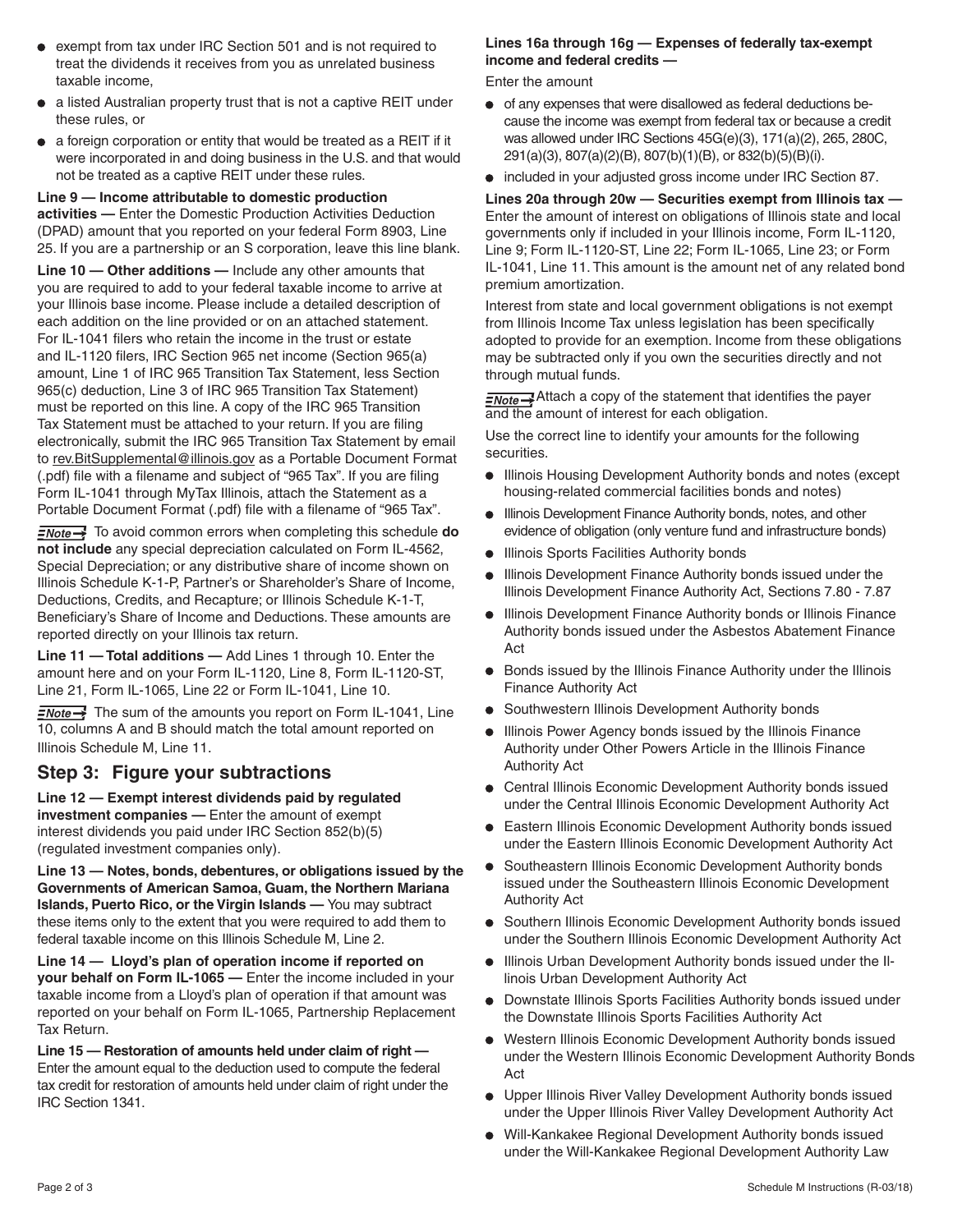- exempt from tax under IRC Section 501 and is not required to treat the dividends it receives from you as unrelated business taxable income,
- a listed Australian property trust that is not a captive REIT under these rules, or
- a foreign corporation or entity that would be treated as a REIT if it were incorporated in and doing business in the U.S. and that would not be treated as a captive REIT under these rules.

**Line 9 — Income attributable to domestic production activities —** Enter the Domestic Production Activities Deduction (DPAD) amount that you reported on your federal Form 8903, Line 25. If you are a partnership or an S corporation, leave this line blank.

**Line 10 — Other additions —** Include any other amounts that you are required to add to your federal taxable income to arrive at your Illinois base income. Please include a detailed description of each addition on the line provided or on an attached statement. For IL-1041 filers who retain the income in the trust or estate and IL-1120 filers, IRC Section 965 net income (Section 965(a) amount, Line 1 of IRC 965 Transition Tax Statement, less Section 965(c) deduction, Line 3 of IRC 965 Transition Tax Statement) must be reported on this line. A copy of the IRC 965 Transition Tax Statement must be attached to your return. If you are filing electronically, submit the IRC 965 Transition Tax Statement by email to rev.BitSupplemental@illinois.gov as a Portable Document Format (.pdf) file with a filename and subject of "965 Tax". If you are filing Form IL-1041 through MyTax Illinois, attach the Statement as a Portable Document Format (.pdf) file with a filename of "965 Tax".

*Note* To avoid common errors when completing this schedule **do not include** any special depreciation calculated on Form IL-4562, Special Depreciation; or any distributive share of income shown on Illinois Schedule K-1-P, Partner's or Shareholder's Share of Income, Deductions, Credits, and Recapture; or Illinois Schedule K-1-T, Beneficiary's Share of Income and Deductions. These amounts are reported directly on your Illinois tax return.

**Line 11 — Total additions —** Add Lines 1 through 10. Enter the amount here and on your Form IL-1120, Line 8, Form IL-1120-ST, Line 21, Form IL-1065, Line 22 or Form IL-1041, Line 10.

*Note* The sum of the amounts you report on Form IL-1041, Line 10, columns A and B should match the total amount reported on Illinois Schedule M, Line 11.

## Step 3: Figure your subtractions

**Line 12 — Exempt interest dividends paid by regulated investment companies —** Enter the amount of exempt interest dividends you paid under IRC Section 852(b)(5) (regulated investment companies only).

**Line 13 — Notes, bonds, debentures, or obligations issued by the Governments of American Samoa, Guam, the Northern Mariana Islands, Puerto Rico, or the Virgin Islands —** You may subtract these items only to the extent that you were required to add them to federal taxable income on this Illinois Schedule M, Line 2.

**Line 14 — Lloyd's plan of operation income if reported on your behalf on Form IL-1065 —** Enter the income included in your taxable income from a Lloyd's plan of operation if that amount was reported on your behalf on Form IL-1065, Partnership Replacement Tax Return.

**Line 15 — Restoration of amounts held under claim of right —** Enter the amount equal to the deduction used to compute the federal tax credit for restoration of amounts held under claim of right under the IRC Section 1341.

**Lines 16a through 16g — Expenses of federally tax-exempt income and federal credits —**

Enter the amount

- of any expenses that were disallowed as federal deductions because the income was exempt from federal tax or because a credit was allowed under IRC Sections 45G(e)(3), 171(a)(2), 265, 280C, 291(a)(3), 807(a)(2)(B), 807(b)(1)(B), or 832(b)(5)(B)(i).
- included in your adjusted gross income under IRC Section 87.

**Lines 20a through 20w — Securities exempt from Illinois tax —** Enter the amount of interest on obligations of Illinois state and local governments only if included in your Illinois income, Form IL-1120, Line 9; Form IL-1120-ST, Line 22; Form IL-1065, Line 23; or Form IL-1041, Line 11. This amount is the amount net of any related bond premium amortization.

Interest from state and local government obligations is not exempt from Illinois Income Tax unless legislation has been specifically adopted to provide for an exemption. Income from these obligations may be subtracted only if you own the securities directly and not through mutual funds.

*Note* Attach a copy of the statement that identifies the payer and the amount of interest for each obligation.

Use the correct line to identify your amounts for the following securities.

- Illinois Housing Development Authority bonds and notes (except housing-related commercial facilities bonds and notes)
- Illinois Development Finance Authority bonds, notes, and other evidence of obligation (only venture fund and infrastructure bonds)
- Illinois Sports Facilities Authority bonds
- Illinois Development Finance Authority bonds issued under the Illinois Development Finance Authority Act, Sections 7.80 - 7.87
- Illinois Development Finance Authority bonds or Illinois Finance Authority bonds issued under the Asbestos Abatement Finance Act
- Bonds issued by the Illinois Finance Authority under the Illinois Finance Authority Act
- Southwestern Illinois Development Authority bonds
- Illinois Power Agency bonds issued by the Illinois Finance Authority under Other Powers Article in the Illinois Finance Authority Act
- Central Illinois Economic Development Authority bonds issued under the Central Illinois Economic Development Authority Act
- Eastern Illinois Economic Development Authority bonds issued under the Eastern Illinois Economic Development Authority Act
- Southeastern Illinois Economic Development Authority bonds issued under the Southeastern Illinois Economic Development Authority Act
- Southern Illinois Economic Development Authority bonds issued under the Southern Illinois Economic Development Authority Act
- Illinois Urban Development Authority bonds issued under the Illinois Urban Development Authority Act
- Downstate Illinois Sports Facilities Authority bonds issued under the Downstate Illinois Sports Facilities Authority Act
- Western Illinois Economic Development Authority bonds issued under the Western Illinois Economic Development Authority Bonds Act
- Upper Illinois River Valley Development Authority bonds issued under the Upper Illinois River Valley Development Authority Act
- Will-Kankakee Regional Development Authority bonds issued under the Will-Kankakee Regional Development Authority Law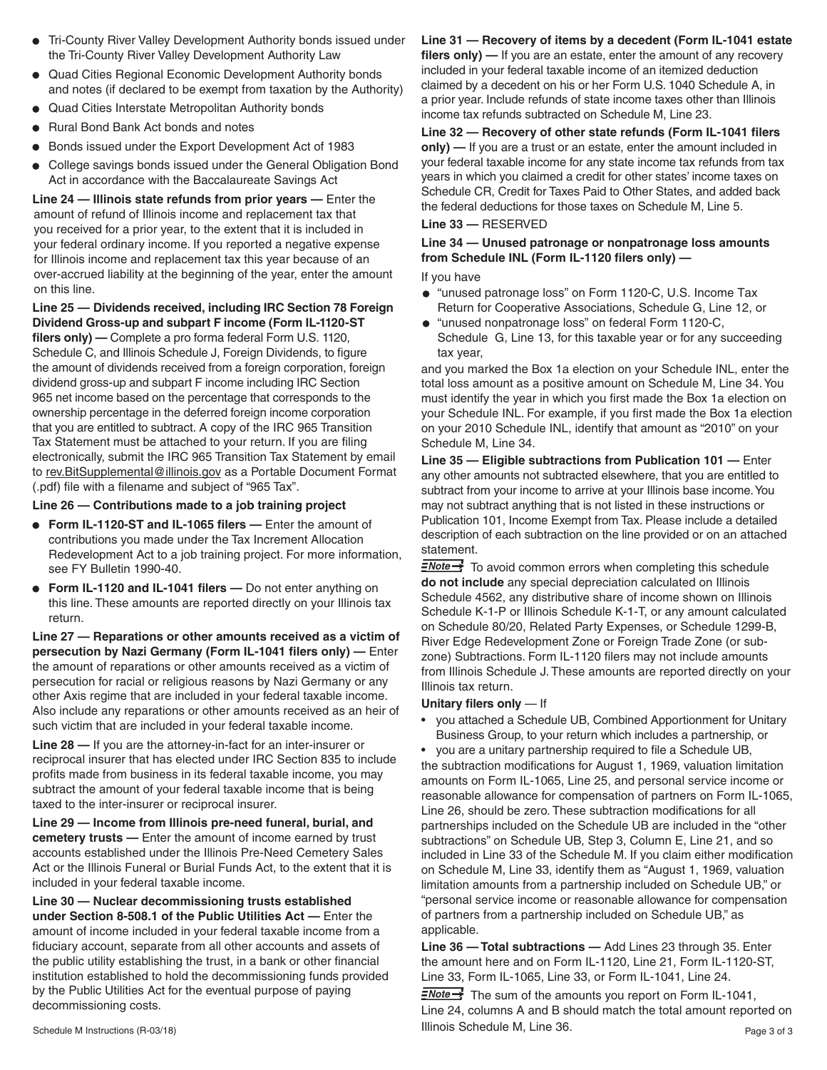- Tri-County River Valley Development Authority bonds issued under the Tri-County River Valley Development Authority Law
- Quad Cities Regional Economic Development Authority bonds and notes (if declared to be exempt from taxation by the Authority)
- Quad Cities Interstate Metropolitan Authority bonds
- Rural Bond Bank Act bonds and notes
- Bonds issued under the Export Development Act of 1983
- College savings bonds issued under the General Obligation Bond Act in accordance with the Baccalaureate Savings Act

**Line 24 — Illinois state refunds from prior years —** Enter the amount of refund of Illinois income and replacement tax that you received for a prior year, to the extent that it is included in your federal ordinary income. If you reported a negative expense for Illinois income and replacement tax this year because of an over-accrued liability at the beginning of the year, enter the amount on this line.

**Line 25 — Dividends received, including IRC Section 78 Foreign Dividend Gross-up and subpart F income (Form IL-1120-ST filers only) —** Complete a pro forma federal Form U.S. 1120, Schedule C, and Illinois Schedule J, Foreign Dividends, to figure the amount of dividends received from a foreign corporation, foreign dividend gross-up and subpart F income including IRC Section 965 net income based on the percentage that corresponds to the ownership percentage in the deferred foreign income corporation that you are entitled to subtract. A copy of the IRC 965 Transition Tax Statement must be attached to your return. If you are filing electronically, submit the IRC 965 Transition Tax Statement by email to rev.BitSupplemental@illinois.gov as a Portable Document Format (.pdf) file with a filename and subject of "965 Tax".

**Line 26 — Contributions made to a job training project**

- **Form IL-1120-ST and IL-1065 filers —** Enter the amount of contributions you made under the Tax Increment Allocation Redevelopment Act to a job training project. For more information, see FY Bulletin 1990-40.
- **Form IL-1120 and IL-1041 filers —** Do not enter anything on this line. These amounts are reported directly on your Illinois tax return.

**Line 27 — Reparations or other amounts received as a victim of persecution by Nazi Germany (Form IL-1041 filers only) —** Enter the amount of reparations or other amounts received as a victim of persecution for racial or religious reasons by Nazi Germany or any other Axis regime that are included in your federal taxable income. Also include any reparations or other amounts received as an heir of such victim that are included in your federal taxable income.

**Line 28 —** If you are the attorney-in-fact for an inter-insurer or reciprocal insurer that has elected under IRC Section 835 to include profits made from business in its federal taxable income, you may subtract the amount of your federal taxable income that is being taxed to the inter-insurer or reciprocal insurer.

**Line 29 — Income from Illinois pre-need funeral, burial, and cemetery trusts —** Enter the amount of income earned by trust accounts established under the Illinois Pre-Need Cemetery Sales Act or the Illinois Funeral or Burial Funds Act, to the extent that it is included in your federal taxable income.

**Line 30 — Nuclear decommissioning trusts established under Section 8-508.1 of the Public Utilities Act —** Enter the amount of income included in your federal taxable income from a fiduciary account, separate from all other accounts and assets of the public utility establishing the trust, in a bank or other financial institution established to hold the decommissioning funds provided by the Public Utilities Act for the eventual purpose of paying decommissioning costs.

**Line 31 — Recovery of items by a decedent (Form IL-1041 estate filers only) —** If you are an estate, enter the amount of any recovery included in your federal taxable income of an itemized deduction claimed by a decedent on his or her Form U.S. 1040 Schedule A, in a prior year. Include refunds of state income taxes other than Illinois income tax refunds subtracted on Schedule M, Line 23.

**Line 32 — Recovery of other state refunds (Form IL-1041 filers only) —** If you are a trust or an estate, enter the amount included in your federal taxable income for any state income tax refunds from tax years in which you claimed a credit for other states' income taxes on Schedule CR, Credit for Taxes Paid to Other States, and added back the federal deductions for those taxes on Schedule M, Line 5.

**Line 33 —** RESERVED

**Line 34 — Unused patronage or nonpatronage loss amounts from Schedule INL (Form IL-1120 filers only) —**

If you have

- "unused patronage loss" on Form 1120-C, U.S. Income Tax Return for Cooperative Associations, Schedule G, Line 12, or
- "unused nonpatronage loss" on federal Form 1120-C, Schedule G, Line 13, for this taxable year or for any succeeding tax year,

and you marked the Box 1a election on your Schedule INL, enter the total loss amount as a positive amount on Schedule M, Line 34. You must identify the year in which you first made the Box 1a election on your Schedule INL. For example, if you first made the Box 1a election on your 2010 Schedule INL, identify that amount as "2010" on your Schedule M, Line 34.

**Line 35 — Eligible subtractions from Publication 101 —** Enter any other amounts not subtracted elsewhere, that you are entitled to subtract from your income to arrive at your Illinois base income. You may not subtract anything that is not listed in these instructions or Publication 101, Income Exempt from Tax. Please include a detailed description of each subtraction on the line provided or on an attached statement.

**Note** To avoid common errors when completing this schedule **do not include** any special depreciation calculated on Illinois Schedule 4562, any distributive share of income shown on Illinois Schedule K-1-P or Illinois Schedule K-1-T, or any amount calculated on Schedule 80/20, Related Party Expenses, or Schedule 1299-B, River Edge Redevelopment Zone or Foreign Trade Zone (or sub-zone) Subtractions. Form IL-1120 filers may not include amounts from Illinois Schedule J. These amounts are reported directly on your Illinois tax return.

**Unitary filers only** — If

- you attached a Schedule UB, Combined Apportionment for Unitary Business Group, to your return which includes a partnership, or
- you are a unitary partnership required to file a Schedule UB,

the subtraction modifications for August 1, 1969, valuation limitation amounts on Form IL-1065, Line 25, and personal service income or reasonable allowance for compensation of partners on Form IL-1065, Line 26, should be zero. These subtraction modifications for all partnerships included on the Schedule UB are included in the "other subtractions" on Schedule UB, Step 3, Column E, Line 21, and so included in Line 33 of the Schedule M. If you claim either modification on Schedule M, Line 33, identify them as "August 1, 1969, valuation limitation amounts from a partnership included on Schedule UB," or "personal service income or reasonable allowance for compensation of partners from a partnership included on Schedule UB," as applicable.

**Line 36 — Total subtractions —** Add Lines 23 through 35. Enter the amount here and on Form IL-1120, Line 21, Form IL-1120-ST, Line 33, Form IL-1065, Line 33, or Form IL-1041, Line 24.

**Note** The sum of the amounts you report on Form IL-1041, Line 24, columns A and B should match the total amount reported on Illinois Schedule M, Line 36.